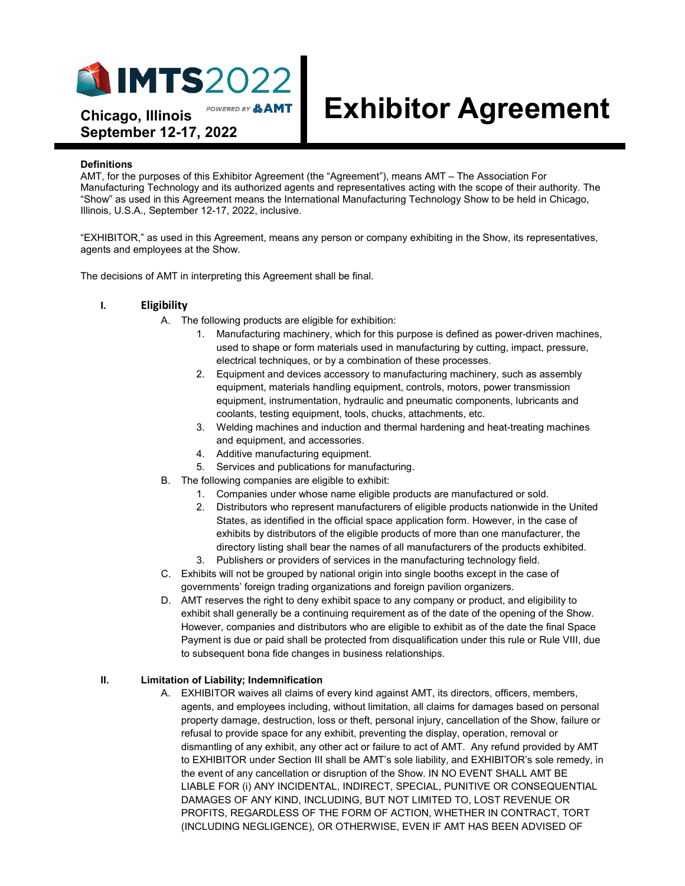IMTS2022

POWERED BY AMT

**Chicago, Illinois**
**September 12-17, 2022**

# Exhibitor Agreement

**Definitions**

AMT, for the purposes of this Exhibitor Agreement (the "Agreement"), means AMT – The Association For Manufacturing Technology and its authorized agents and representatives acting with the scope of their authority. The "Show" as used in this Agreement means the International Manufacturing Technology Show to be held in Chicago, Illinois, U.S.A., September 12-17, 2022, inclusive.

"EXHIBITOR," as used in this Agreement, means any person or company exhibiting in the Show, its representatives, agents and employees at the Show.

The decisions of AMT in interpreting this Agreement shall be final.

## I. Eligibility

A. The following products are eligible for exhibition:
   1. Manufacturing machinery, which for this purpose is defined as power-driven machines, used to shape or form materials used in manufacturing by cutting, impact, pressure, electrical techniques, or by a combination of these processes.
   2. Equipment and devices accessory to manufacturing machinery, such as assembly equipment, materials handling equipment, controls, motors, power transmission equipment, instrumentation, hydraulic and pneumatic components, lubricants and coolants, testing equipment, tools, chucks, attachments, etc.
   3. Welding machines and induction and thermal hardening and heat-treating machines and equipment, and accessories.
   4. Additive manufacturing equipment.
   5. Services and publications for manufacturing.

B. The following companies are eligible to exhibit:
   1. Companies under whose name eligible products are manufactured or sold.
   2. Distributors who represent manufacturers of eligible products nationwide in the United States, as identified in the official space application form. However, in the case of exhibits by distributors of the eligible products of more than one manufacturer, the directory listing shall bear the names of all manufacturers of the products exhibited.
   3. Publishers or providers of services in the manufacturing technology field.

C. Exhibits will not be grouped by national origin into single booths except in the case of governments' foreign trading organizations and foreign pavilion organizers.

D. AMT reserves the right to deny exhibit space to any company or product, and eligibility to exhibit shall generally be a continuing requirement as of the date of the opening of the Show. However, companies and distributors who are eligible to exhibit as of the date the final Space Payment is due or paid shall be protected from disqualification under this rule or Rule VIII, due to subsequent bona fide changes in business relationships.

## II. Limitation of Liability; Indemnification

A. EXHIBITOR waives all claims of every kind against AMT, its directors, officers, members, agents, and employees including, without limitation, all claims for damages based on personal property damage, destruction, loss or theft, personal injury, cancellation of the Show, failure or refusal to provide space for any exhibit, preventing the display, operation, removal or dismantling of any exhibit, any other act or failure to act of AMT. Any refund provided by AMT to EXHIBITOR under Section III shall be AMT's sole liability, and EXHIBITOR's sole remedy, in the event of any cancellation or disruption of the Show. IN NO EVENT SHALL AMT BE LIABLE FOR (i) ANY INCIDENTAL, INDIRECT, SPECIAL, PUNITIVE OR CONSEQUENTIAL DAMAGES OF ANY KIND, INCLUDING, BUT NOT LIMITED TO, LOST REVENUE OR PROFITS, REGARDLESS OF THE FORM OF ACTION, WHETHER IN CONTRACT, TORT (INCLUDING NEGLIGENCE), OR OTHERWISE, EVEN IF AMT HAS BEEN ADVISED OF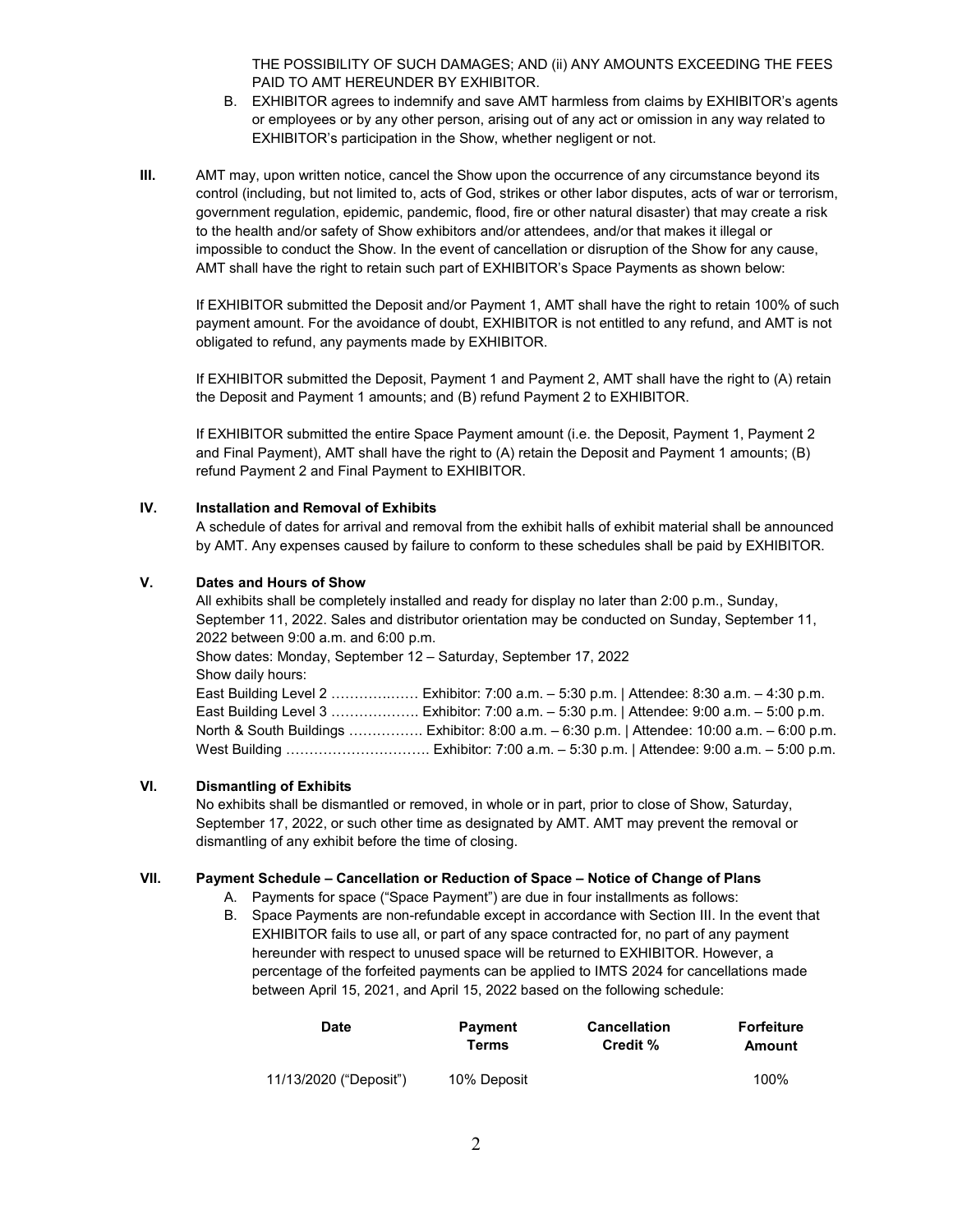THE POSSIBILITY OF SUCH DAMAGES; AND (ii) ANY AMOUNTS EXCEEDING THE FEES PAID TO AMT HEREUNDER BY EXHIBITOR.

B. EXHIBITOR agrees to indemnify and save AMT harmless from claims by EXHIBITOR's agents or employees or by any other person, arising out of any act or omission in any way related to EXHIBITOR's participation in the Show, whether negligent or not.

**III.** AMT may, upon written notice, cancel the Show upon the occurrence of any circumstance beyond its control (including, but not limited to, acts of God, strikes or other labor disputes, acts of war or terrorism, government regulation, epidemic, pandemic, flood, fire or other natural disaster) that may create a risk to the health and/or safety of Show exhibitors and/or attendees, and/or that makes it illegal or impossible to conduct the Show. In the event of cancellation or disruption of the Show for any cause, AMT shall have the right to retain such part of EXHIBITOR's Space Payments as shown below:

If EXHIBITOR submitted the Deposit and/or Payment 1, AMT shall have the right to retain 100% of such payment amount. For the avoidance of doubt, EXHIBITOR is not entitled to any refund, and AMT is not obligated to refund, any payments made by EXHIBITOR.

If EXHIBITOR submitted the Deposit, Payment 1 and Payment 2, AMT shall have the right to (A) retain the Deposit and Payment 1 amounts; and (B) refund Payment 2 to EXHIBITOR.

If EXHIBITOR submitted the entire Space Payment amount (i.e. the Deposit, Payment 1, Payment 2 and Final Payment), AMT shall have the right to (A) retain the Deposit and Payment 1 amounts; (B) refund Payment 2 and Final Payment to EXHIBITOR.

## IV. Installation and Removal of Exhibits

A schedule of dates for arrival and removal from the exhibit halls of exhibit material shall be announced by AMT. Any expenses caused by failure to conform to these schedules shall be paid by EXHIBITOR.

## V. Dates and Hours of Show

All exhibits shall be completely installed and ready for display no later than 2:00 p.m., Sunday, September 11, 2022. Sales and distributor orientation may be conducted on Sunday, September 11, 2022 between 9:00 a.m. and 6:00 p.m.

Show dates: Monday, September 12 – Saturday, September 17, 2022

Show daily hours:

East Building Level 2 ……………… Exhibitor: 7:00 a.m. – 5:30 p.m. | Attendee: 8:30 a.m. – 4:30 p.m.
East Building Level 3 ……………… Exhibitor: 7:00 a.m. – 5:30 p.m. | Attendee: 9:00 a.m. – 5:00 p.m.
North & South Buildings ……………. Exhibitor: 8:00 a.m. – 6:30 p.m. | Attendee: 10:00 a.m. – 6:00 p.m.
West Building …………………………. Exhibitor: 7:00 a.m. – 5:30 p.m. | Attendee: 9:00 a.m. – 5:00 p.m.

## VI. Dismantling of Exhibits

No exhibits shall be dismantled or removed, in whole or in part, prior to close of Show, Saturday, September 17, 2022, or such other time as designated by AMT. AMT may prevent the removal or dismantling of any exhibit before the time of closing.

## VII. Payment Schedule – Cancellation or Reduction of Space – Notice of Change of Plans

A. Payments for space ("Space Payment") are due in four installments as follows:

B. Space Payments are non-refundable except in accordance with Section III. In the event that EXHIBITOR fails to use all, or part of any space contracted for, no part of any payment hereunder with respect to unused space will be returned to EXHIBITOR. However, a percentage of the forfeited payments can be applied to IMTS 2024 for cancellations made between April 15, 2021, and April 15, 2022 based on the following schedule:

| Date | Payment Terms | Cancellation Credit % | Forfeiture Amount |
|---|---|---|---|
| 11/13/2020 ("Deposit") | 10% Deposit | | 100% |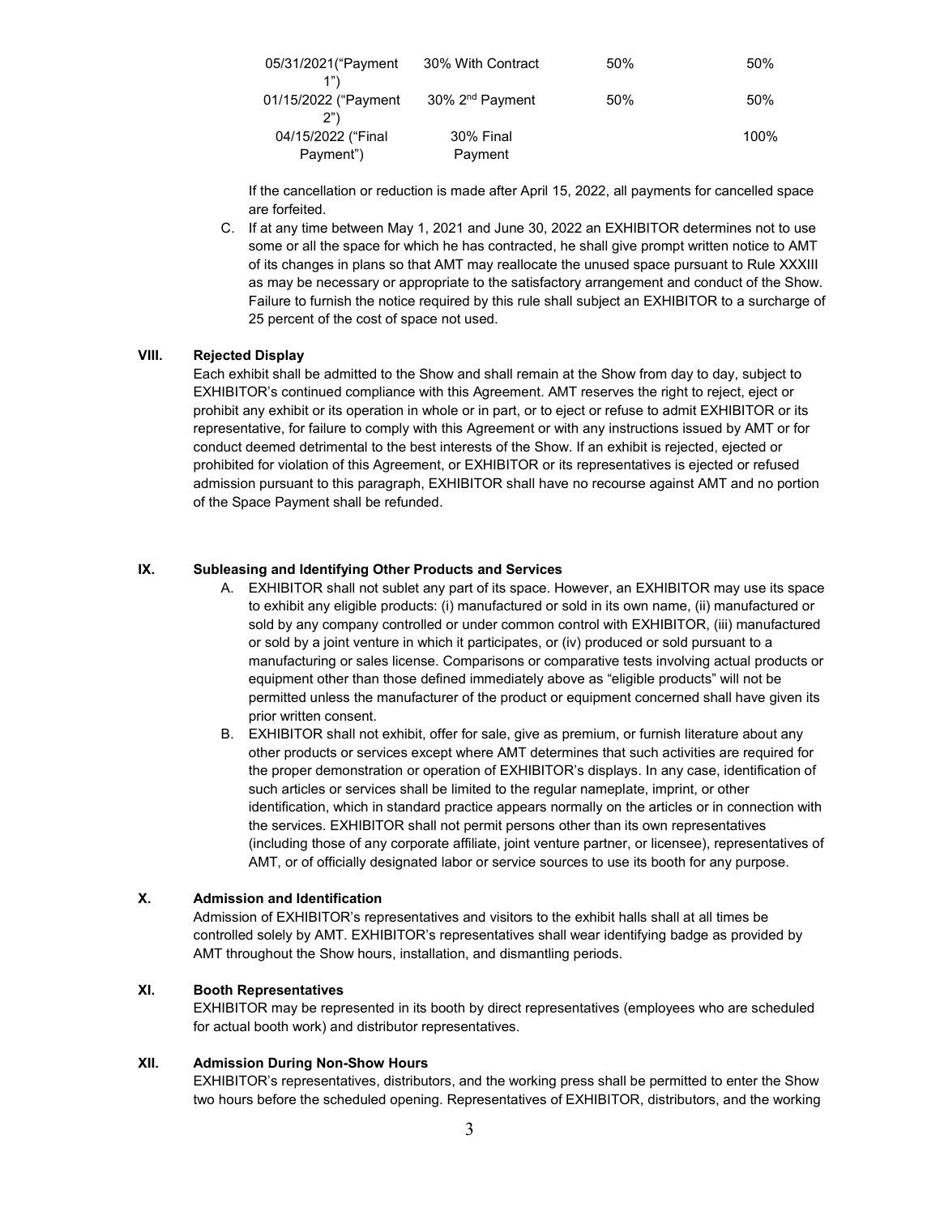| | | | |
|---|---|---|---|
| 05/31/2021("Payment 1") | 30% With Contract | 50% | 50% |
| 01/15/2022 ("Payment 2") | 30% 2nd Payment | 50% | 50% |
| 04/15/2022 ("Final Payment") | 30% Final Payment | | 100% |

If the cancellation or reduction is made after April 15, 2022, all payments for cancelled space are forfeited.

C. If at any time between May 1, 2021 and June 30, 2022 an EXHIBITOR determines not to use some or all the space for which he has contracted, he shall give prompt written notice to AMT of its changes in plans so that AMT may reallocate the unused space pursuant to Rule XXXIII as may be necessary or appropriate to the satisfactory arrangement and conduct of the Show. Failure to furnish the notice required by this rule shall subject an EXHIBITOR to a surcharge of 25 percent of the cost of space not used.

## VIII. Rejected Display

Each exhibit shall be admitted to the Show and shall remain at the Show from day to day, subject to EXHIBITOR's continued compliance with this Agreement. AMT reserves the right to reject, eject or prohibit any exhibit or its operation in whole or in part, or to eject or refuse to admit EXHIBITOR or its representative, for failure to comply with this Agreement or with any instructions issued by AMT or for conduct deemed detrimental to the best interests of the Show. If an exhibit is rejected, ejected or prohibited for violation of this Agreement, or EXHIBITOR or its representatives is ejected or refused admission pursuant to this paragraph, EXHIBITOR shall have no recourse against AMT and no portion of the Space Payment shall be refunded.

## IX. Subleasing and Identifying Other Products and Services

A. EXHIBITOR shall not sublet any part of its space. However, an EXHIBITOR may use its space to exhibit any eligible products: (i) manufactured or sold in its own name, (ii) manufactured or sold by any company controlled or under common control with EXHIBITOR, (iii) manufactured or sold by a joint venture in which it participates, or (iv) produced or sold pursuant to a manufacturing or sales license. Comparisons or comparative tests involving actual products or equipment other than those defined immediately above as "eligible products" will not be permitted unless the manufacturer of the product or equipment concerned shall have given its prior written consent.

B. EXHIBITOR shall not exhibit, offer for sale, give as premium, or furnish literature about any other products or services except where AMT determines that such activities are required for the proper demonstration or operation of EXHIBITOR's displays. In any case, identification of such articles or services shall be limited to the regular nameplate, imprint, or other identification, which in standard practice appears normally on the articles or in connection with the services. EXHIBITOR shall not permit persons other than its own representatives (including those of any corporate affiliate, joint venture partner, or licensee), representatives of AMT, or of officially designated labor or service sources to use its booth for any purpose.

## X. Admission and Identification

Admission of EXHIBITOR's representatives and visitors to the exhibit halls shall at all times be controlled solely by AMT. EXHIBITOR's representatives shall wear identifying badge as provided by AMT throughout the Show hours, installation, and dismantling periods.

## XI. Booth Representatives

EXHIBITOR may be represented in its booth by direct representatives (employees who are scheduled for actual booth work) and distributor representatives.

## XII. Admission During Non-Show Hours

EXHIBITOR's representatives, distributors, and the working press shall be permitted to enter the Show two hours before the scheduled opening. Representatives of EXHIBITOR, distributors, and the working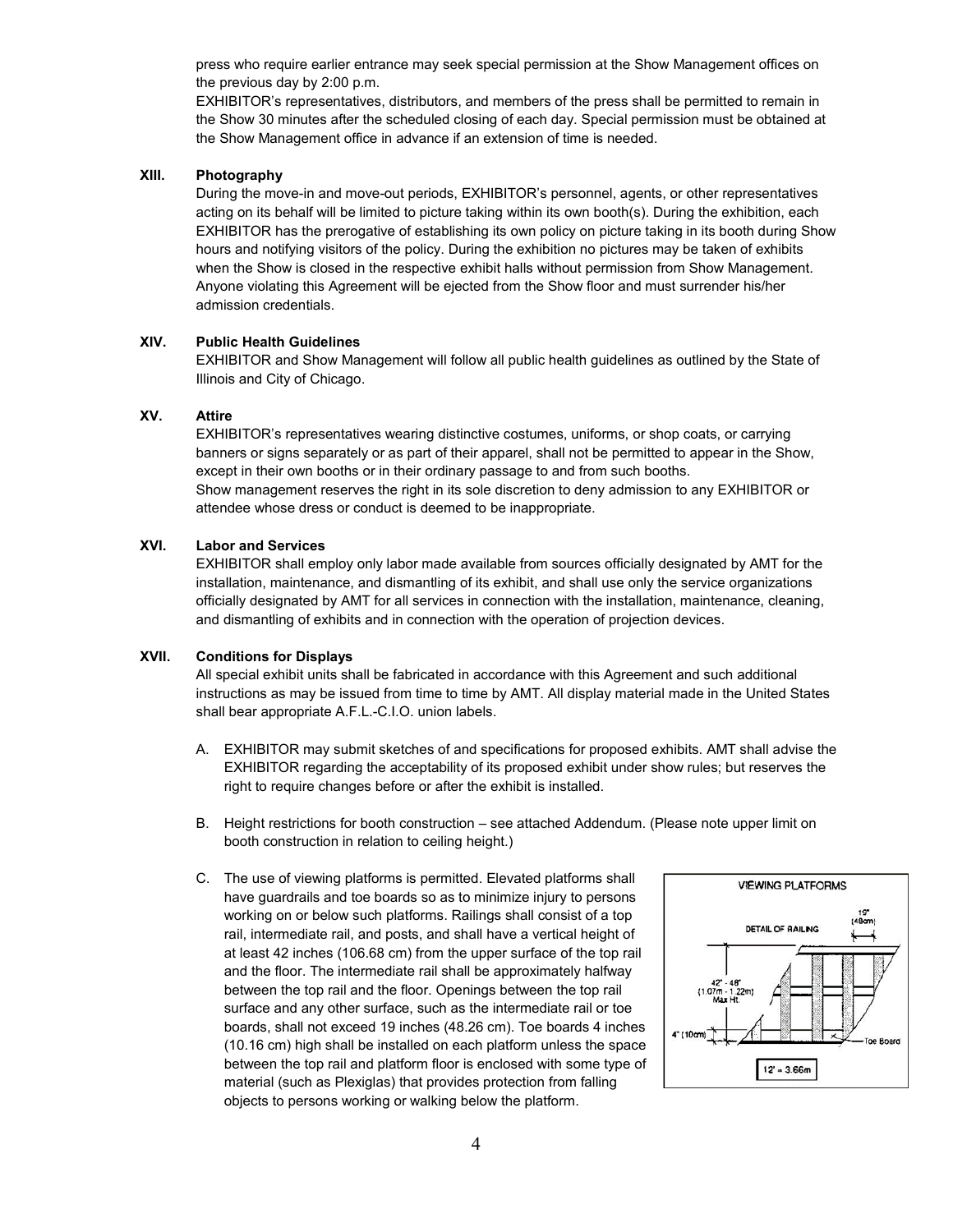press who require earlier entrance may seek special permission at the Show Management offices on the previous day by 2:00 p.m.

EXHIBITOR's representatives, distributors, and members of the press shall be permitted to remain in the Show 30 minutes after the scheduled closing of each day. Special permission must be obtained at the Show Management office in advance if an extension of time is needed.

## XIII. Photography

During the move-in and move-out periods, EXHIBITOR's personnel, agents, or other representatives acting on its behalf will be limited to picture taking within its own booth(s). During the exhibition, each EXHIBITOR has the prerogative of establishing its own policy on picture taking in its booth during Show hours and notifying visitors of the policy. During the exhibition no pictures may be taken of exhibits when the Show is closed in the respective exhibit halls without permission from Show Management. Anyone violating this Agreement will be ejected from the Show floor and must surrender his/her admission credentials.

## XIV. Public Health Guidelines

EXHIBITOR and Show Management will follow all public health guidelines as outlined by the State of Illinois and City of Chicago.

## XV. Attire

EXHIBITOR's representatives wearing distinctive costumes, uniforms, or shop coats, or carrying banners or signs separately or as part of their apparel, shall not be permitted to appear in the Show, except in their own booths or in their ordinary passage to and from such booths.

Show management reserves the right in its sole discretion to deny admission to any EXHIBITOR or attendee whose dress or conduct is deemed to be inappropriate.

## XVI. Labor and Services

EXHIBITOR shall employ only labor made available from sources officially designated by AMT for the installation, maintenance, and dismantling of its exhibit, and shall use only the service organizations officially designated by AMT for all services in connection with the installation, maintenance, cleaning, and dismantling of exhibits and in connection with the operation of projection devices.

## XVII. Conditions for Displays

All special exhibit units shall be fabricated in accordance with this Agreement and such additional instructions as may be issued from time to time by AMT. All display material made in the United States shall bear appropriate A.F.L.-C.I.O. union labels.

A. EXHIBITOR may submit sketches of and specifications for proposed exhibits. AMT shall advise the EXHIBITOR regarding the acceptability of its proposed exhibit under show rules; but reserves the right to require changes before or after the exhibit is installed.

B. Height restrictions for booth construction – see attached Addendum. (Please note upper limit on booth construction in relation to ceiling height.)

C. The use of viewing platforms is permitted. Elevated platforms shall have guardrails and toe boards so as to minimize injury to persons working on or below such platforms. Railings shall consist of a top rail, intermediate rail, and posts, and shall have a vertical height of at least 42 inches (106.68 cm) from the upper surface of the top rail and the floor. The intermediate rail shall be approximately halfway between the top rail and the floor. Openings between the top rail surface and any other surface, such as the intermediate rail or toe boards, shall not exceed 19 inches (48.26 cm). Toe boards 4 inches (10.16 cm) high shall be installed on each platform unless the space between the top rail and platform floor is enclosed with some type of material (such as Plexiglas) that provides protection from falling objects to persons working or walking below the platform.

VIEWING PLATFORMS

DETAIL OF RAILING

19" (48cm)

42" - 48" (1.07m - 1.22m) Max Ht.

4" (10cm)

Toe Board

12' = 3.66m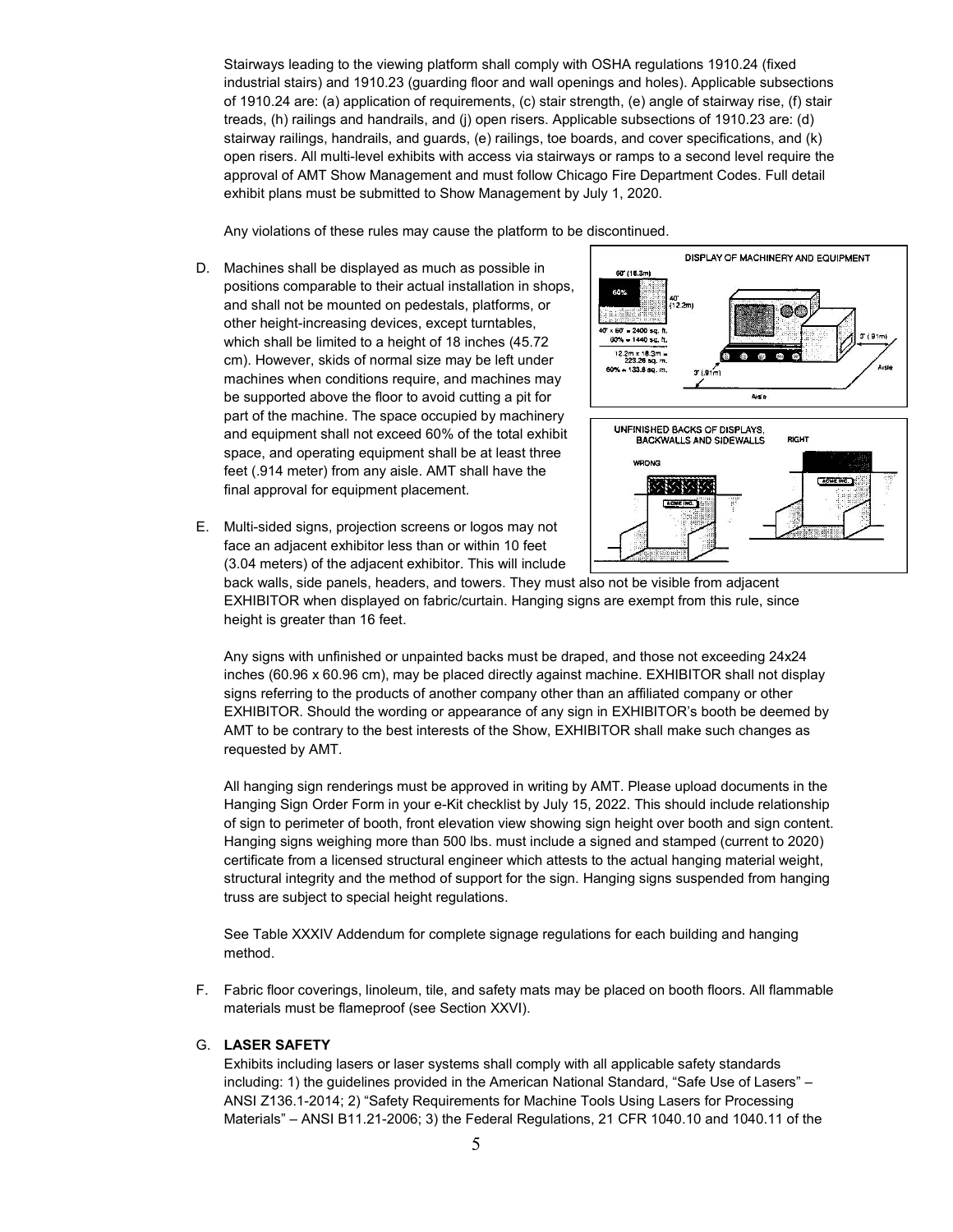Stairways leading to the viewing platform shall comply with OSHA regulations 1910.24 (fixed industrial stairs) and 1910.23 (guarding floor and wall openings and holes). Applicable subsections of 1910.24 are: (a) application of requirements, (c) stair strength, (e) angle of stairway rise, (f) stair treads, (h) railings and handrails, and (j) open risers. Applicable subsections of 1910.23 are: (d) stairway railings, handrails, and guards, (e) railings, toe boards, and cover specifications, and (k) open risers. All multi-level exhibits with access via stairways or ramps to a second level require the approval of AMT Show Management and must follow Chicago Fire Department Codes. Full detail exhibit plans must be submitted to Show Management by July 1, 2020.

Any violations of these rules may cause the platform to be discontinued.

D. Machines shall be displayed as much as possible in positions comparable to their actual installation in shops, and shall not be mounted on pedestals, platforms, or other height-increasing devices, except turntables, which shall be limited to a height of 18 inches (45.72 cm). However, skids of normal size may be left under machines when conditions require, and machines may be supported above the floor to avoid cutting a pit for part of the machine. The space occupied by machinery and equipment shall not exceed 60% of the total exhibit space, and operating equipment shall be at least three feet (.914 meter) from any aisle. AMT shall have the final approval for equipment placement.

E. Multi-sided signs, projection screens or logos may not face an adjacent exhibitor less than or within 10 feet (3.04 meters) of the adjacent exhibitor. This will include back walls, side panels, headers, and towers. They must also not be visible from adjacent EXHIBITOR when displayed on fabric/curtain. Hanging signs are exempt from this rule, since height is greater than 16 feet.

   Any signs with unfinished or unpainted backs must be draped, and those not exceeding 24x24 inches (60.96 x 60.96 cm), may be placed directly against machine. EXHIBITOR shall not display signs referring to the products of another company other than an affiliated company or other EXHIBITOR. Should the wording or appearance of any sign in EXHIBITOR's booth be deemed by AMT to be contrary to the best interests of the Show, EXHIBITOR shall make such changes as requested by AMT.

   All hanging sign renderings must be approved in writing by AMT. Please upload documents in the Hanging Sign Order Form in your e-Kit checklist by July 15, 2022. This should include relationship of sign to perimeter of booth, front elevation view showing sign height over booth and sign content. Hanging signs weighing more than 500 lbs. must include a signed and stamped (current to 2020) certificate from a licensed structural engineer which attests to the actual hanging material weight, structural integrity and the method of support for the sign. Hanging signs suspended from hanging truss are subject to special height regulations.

   See Table XXXIV Addendum for complete signage regulations for each building and hanging method.

F. Fabric floor coverings, linoleum, tile, and safety mats may be placed on booth floors. All flammable materials must be flameproof (see Section XXVI).

G. **LASER SAFETY**

   Exhibits including lasers or laser systems shall comply with all applicable safety standards including: 1) the guidelines provided in the American National Standard, "Safe Use of Lasers" – ANSI Z136.1-2014; 2) "Safety Requirements for Machine Tools Using Lasers for Processing Materials" – ANSI B11.21-2006; 3) the Federal Regulations, 21 CFR 1040.10 and 1040.11 of the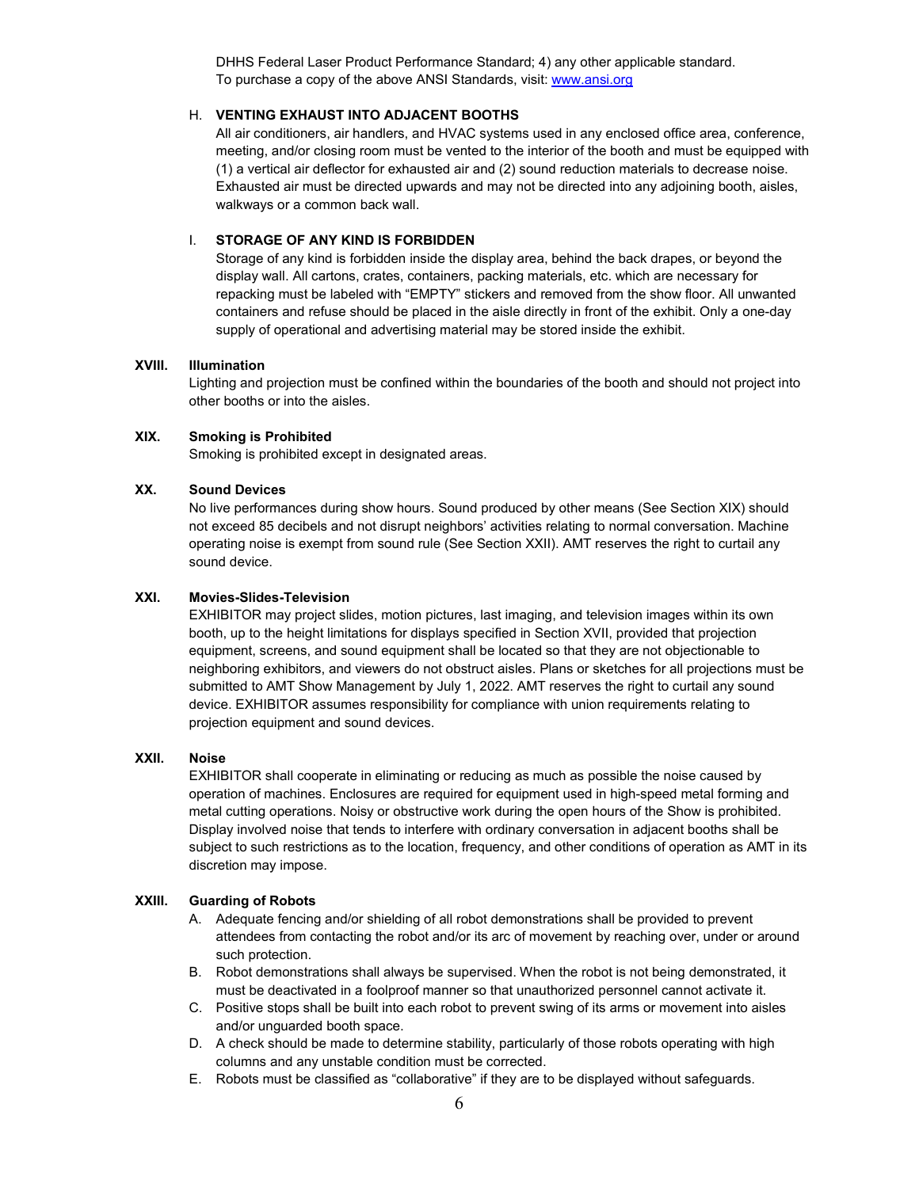DHHS Federal Laser Product Performance Standard; 4) any other applicable standard. To purchase a copy of the above ANSI Standards, visit: www.ansi.org

H. **VENTING EXHAUST INTO ADJACENT BOOTHS**

All air conditioners, air handlers, and HVAC systems used in any enclosed office area, conference, meeting, and/or closing room must be vented to the interior of the booth and must be equipped with (1) a vertical air deflector for exhausted air and (2) sound reduction materials to decrease noise. Exhausted air must be directed upwards and may not be directed into any adjoining booth, aisles, walkways or a common back wall.

I. **STORAGE OF ANY KIND IS FORBIDDEN**

Storage of any kind is forbidden inside the display area, behind the back drapes, or beyond the display wall. All cartons, crates, containers, packing materials, etc. which are necessary for repacking must be labeled with "EMPTY" stickers and removed from the show floor. All unwanted containers and refuse should be placed in the aisle directly in front of the exhibit. Only a one-day supply of operational and advertising material may be stored inside the exhibit.

## XVIII. Illumination

Lighting and projection must be confined within the boundaries of the booth and should not project into other booths or into the aisles.

## XIX. Smoking is Prohibited

Smoking is prohibited except in designated areas.

## XX. Sound Devices

No live performances during show hours. Sound produced by other means (See Section XIX) should not exceed 85 decibels and not disrupt neighbors' activities relating to normal conversation. Machine operating noise is exempt from sound rule (See Section XXII). AMT reserves the right to curtail any sound device.

## XXI. Movies-Slides-Television

EXHIBITOR may project slides, motion pictures, last imaging, and television images within its own booth, up to the height limitations for displays specified in Section XVII, provided that projection equipment, screens, and sound equipment shall be located so that they are not objectionable to neighboring exhibitors, and viewers do not obstruct aisles. Plans or sketches for all projections must be submitted to AMT Show Management by July 1, 2022. AMT reserves the right to curtail any sound device. EXHIBITOR assumes responsibility for compliance with union requirements relating to projection equipment and sound devices.

## XXII. Noise

EXHIBITOR shall cooperate in eliminating or reducing as much as possible the noise caused by operation of machines. Enclosures are required for equipment used in high-speed metal forming and metal cutting operations. Noisy or obstructive work during the open hours of the Show is prohibited. Display involved noise that tends to interfere with ordinary conversation in adjacent booths shall be subject to such restrictions as to the location, frequency, and other conditions of operation as AMT in its discretion may impose.

## XXIII. Guarding of Robots

A. Adequate fencing and/or shielding of all robot demonstrations shall be provided to prevent attendees from contacting the robot and/or its arc of movement by reaching over, under or around such protection.

B. Robot demonstrations shall always be supervised. When the robot is not being demonstrated, it must be deactivated in a foolproof manner so that unauthorized personnel cannot activate it.

C. Positive stops shall be built into each robot to prevent swing of its arms or movement into aisles and/or unguarded booth space.

D. A check should be made to determine stability, particularly of those robots operating with high columns and any unstable condition must be corrected.

E. Robots must be classified as "collaborative" if they are to be displayed without safeguards.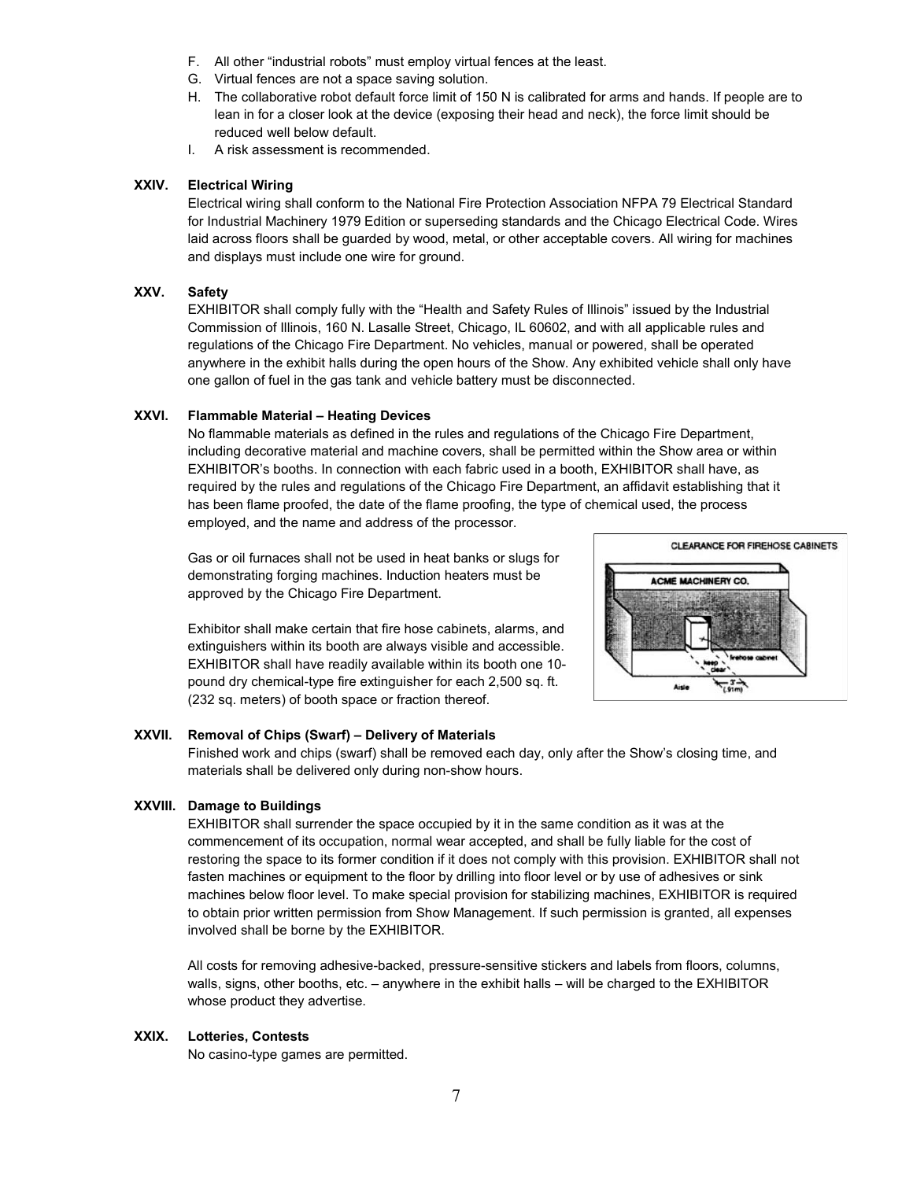F. All other "industrial robots" must employ virtual fences at the least.
G. Virtual fences are not a space saving solution.
H. The collaborative robot default force limit of 150 N is calibrated for arms and hands. If people are to lean in for a closer look at the device (exposing their head and neck), the force limit should be reduced well below default.
I. A risk assessment is recommended.

### XXIV. Electrical Wiring

Electrical wiring shall conform to the National Fire Protection Association NFPA 79 Electrical Standard for Industrial Machinery 1979 Edition or superseding standards and the Chicago Electrical Code. Wires laid across floors shall be guarded by wood, metal, or other acceptable covers. All wiring for machines and displays must include one wire for ground.

### XXV. Safety

EXHIBITOR shall comply fully with the "Health and Safety Rules of Illinois" issued by the Industrial Commission of Illinois, 160 N. Lasalle Street, Chicago, IL 60602, and with all applicable rules and regulations of the Chicago Fire Department. No vehicles, manual or powered, shall be operated anywhere in the exhibit halls during the open hours of the Show. Any exhibited vehicle shall only have one gallon of fuel in the gas tank and vehicle battery must be disconnected.

### XXVI. Flammable Material – Heating Devices

No flammable materials as defined in the rules and regulations of the Chicago Fire Department, including decorative material and machine covers, shall be permitted within the Show area or within EXHIBITOR's booths. In connection with each fabric used in a booth, EXHIBITOR shall have, as required by the rules and regulations of the Chicago Fire Department, an affidavit establishing that it has been flame proofed, the date of the flame proofing, the type of chemical used, the process employed, and the name and address of the processor.

Gas or oil furnaces shall not be used in heat banks or slugs for demonstrating forging machines. Induction heaters must be approved by the Chicago Fire Department.

Exhibitor shall make certain that fire hose cabinets, alarms, and extinguishers within its booth are always visible and accessible. EXHIBITOR shall have readily available within its booth one 10-pound dry chemical-type fire extinguisher for each 2,500 sq. ft. (232 sq. meters) of booth space or fraction thereof.

CLEARANCE FOR FIREHOSE CABINETS

### XXVII. Removal of Chips (Swarf) – Delivery of Materials

Finished work and chips (swarf) shall be removed each day, only after the Show's closing time, and materials shall be delivered only during non-show hours.

### XXVIII. Damage to Buildings

EXHIBITOR shall surrender the space occupied by it in the same condition as it was at the commencement of its occupation, normal wear accepted, and shall be fully liable for the cost of restoring the space to its former condition if it does not comply with this provision. EXHIBITOR shall not fasten machines or equipment to the floor by drilling into floor level or by use of adhesives or sink machines below floor level. To make special provision for stabilizing machines, EXHIBITOR is required to obtain prior written permission from Show Management. If such permission is granted, all expenses involved shall be borne by the EXHIBITOR.

All costs for removing adhesive-backed, pressure-sensitive stickers and labels from floors, columns, walls, signs, other booths, etc. – anywhere in the exhibit halls – will be charged to the EXHIBITOR whose product they advertise.

### XXIX. Lotteries, Contests

No casino-type games are permitted.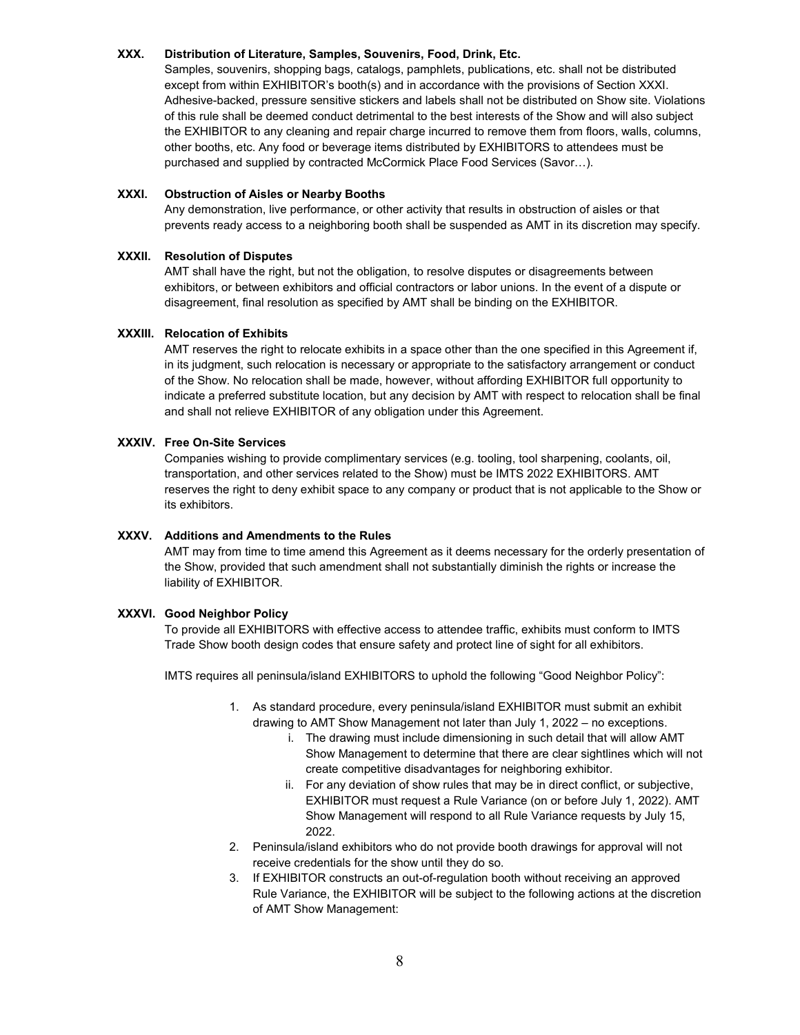### XXX. Distribution of Literature, Samples, Souvenirs, Food, Drink, Etc.

Samples, souvenirs, shopping bags, catalogs, pamphlets, publications, etc. shall not be distributed except from within EXHIBITOR's booth(s) and in accordance with the provisions of Section XXXI. Adhesive-backed, pressure sensitive stickers and labels shall not be distributed on Show site. Violations of this rule shall be deemed conduct detrimental to the best interests of the Show and will also subject the EXHIBITOR to any cleaning and repair charge incurred to remove them from floors, walls, columns, other booths, etc. Any food or beverage items distributed by EXHIBITORS to attendees must be purchased and supplied by contracted McCormick Place Food Services (Savor…).

### XXXI. Obstruction of Aisles or Nearby Booths

Any demonstration, live performance, or other activity that results in obstruction of aisles or that prevents ready access to a neighboring booth shall be suspended as AMT in its discretion may specify.

### XXXII. Resolution of Disputes

AMT shall have the right, but not the obligation, to resolve disputes or disagreements between exhibitors, or between exhibitors and official contractors or labor unions. In the event of a dispute or disagreement, final resolution as specified by AMT shall be binding on the EXHIBITOR.

### XXXIII. Relocation of Exhibits

AMT reserves the right to relocate exhibits in a space other than the one specified in this Agreement if, in its judgment, such relocation is necessary or appropriate to the satisfactory arrangement or conduct of the Show. No relocation shall be made, however, without affording EXHIBITOR full opportunity to indicate a preferred substitute location, but any decision by AMT with respect to relocation shall be final and shall not relieve EXHIBITOR of any obligation under this Agreement.

### XXXIV. Free On-Site Services

Companies wishing to provide complimentary services (e.g. tooling, tool sharpening, coolants, oil, transportation, and other services related to the Show) must be IMTS 2022 EXHIBITORS. AMT reserves the right to deny exhibit space to any company or product that is not applicable to the Show or its exhibitors.

### XXXV. Additions and Amendments to the Rules

AMT may from time to time amend this Agreement as it deems necessary for the orderly presentation of the Show, provided that such amendment shall not substantially diminish the rights or increase the liability of EXHIBITOR.

### XXXVI. Good Neighbor Policy

To provide all EXHIBITORS with effective access to attendee traffic, exhibits must conform to IMTS Trade Show booth design codes that ensure safety and protect line of sight for all exhibitors.

IMTS requires all peninsula/island EXHIBITORS to uphold the following "Good Neighbor Policy":

1. As standard procedure, every peninsula/island EXHIBITOR must submit an exhibit drawing to AMT Show Management not later than July 1, 2022 – no exceptions.
   1. The drawing must include dimensioning in such detail that will allow AMT Show Management to determine that there are clear sightlines which will not create competitive disadvantages for neighboring exhibitor.
   2. For any deviation of show rules that may be in direct conflict, or subjective, EXHIBITOR must request a Rule Variance (on or before July 1, 2022). AMT Show Management will respond to all Rule Variance requests by July 15, 2022.
2. Peninsula/island exhibitors who do not provide booth drawings for approval will not receive credentials for the show until they do so.
3. If EXHIBITOR constructs an out-of-regulation booth without receiving an approved Rule Variance, the EXHIBITOR will be subject to the following actions at the discretion of AMT Show Management: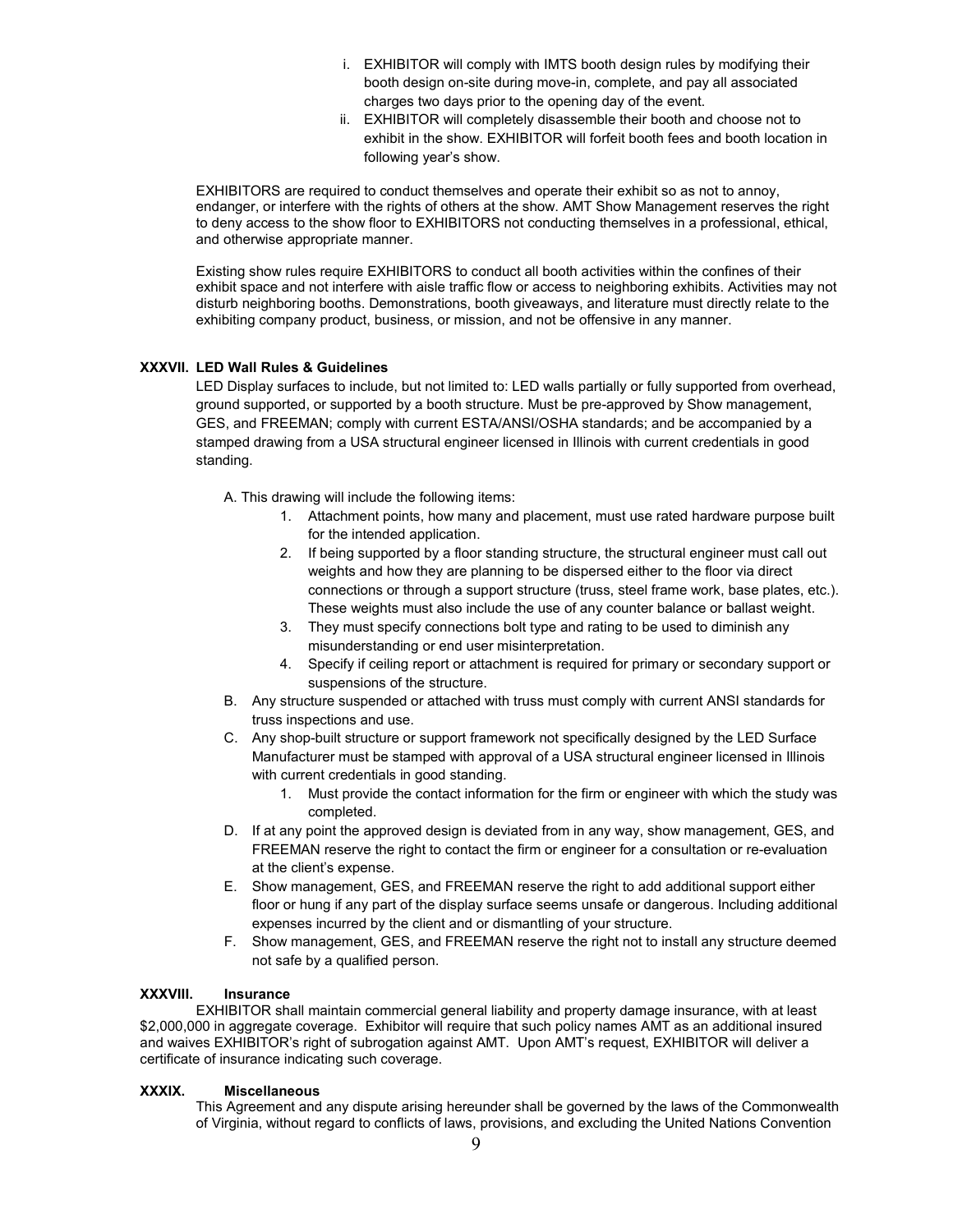i. EXHIBITOR will comply with IMTS booth design rules by modifying their booth design on-site during move-in, complete, and pay all associated charges two days prior to the opening day of the event.

ii. EXHIBITOR will completely disassemble their booth and choose not to exhibit in the show. EXHIBITOR will forfeit booth fees and booth location in following year's show.

EXHIBITORS are required to conduct themselves and operate their exhibit so as not to annoy, endanger, or interfere with the rights of others at the show. AMT Show Management reserves the right to deny access to the show floor to EXHIBITORS not conducting themselves in a professional, ethical, and otherwise appropriate manner.

Existing show rules require EXHIBITORS to conduct all booth activities within the confines of their exhibit space and not interfere with aisle traffic flow or access to neighboring exhibits. Activities may not disturb neighboring booths. Demonstrations, booth giveaways, and literature must directly relate to the exhibiting company product, business, or mission, and not be offensive in any manner.

**XXXVII. LED Wall Rules & Guidelines**

LED Display surfaces to include, but not limited to: LED walls partially or fully supported from overhead, ground supported, or supported by a booth structure. Must be pre-approved by Show management, GES, and FREEMAN; comply with current ESTA/ANSI/OSHA standards; and be accompanied by a stamped drawing from a USA structural engineer licensed in Illinois with current credentials in good standing.

A. This drawing will include the following items:
   1. Attachment points, how many and placement, must use rated hardware purpose built for the intended application.
   2. If being supported by a floor standing structure, the structural engineer must call out weights and how they are planning to be dispersed either to the floor via direct connections or through a support structure (truss, steel frame work, base plates, etc.). These weights must also include the use of any counter balance or ballast weight.
   3. They must specify connections bolt type and rating to be used to diminish any misunderstanding or end user misinterpretation.
   4. Specify if ceiling report or attachment is required for primary or secondary support or suspensions of the structure.

B. Any structure suspended or attached with truss must comply with current ANSI standards for truss inspections and use.

C. Any shop-built structure or support framework not specifically designed by the LED Surface Manufacturer must be stamped with approval of a USA structural engineer licensed in Illinois with current credentials in good standing.
   1. Must provide the contact information for the firm or engineer with which the study was completed.

D. If at any point the approved design is deviated from in any way, show management, GES, and FREEMAN reserve the right to contact the firm or engineer for a consultation or re-evaluation at the client's expense.

E. Show management, GES, and FREEMAN reserve the right to add additional support either floor or hung if any part of the display surface seems unsafe or dangerous. Including additional expenses incurred by the client and or dismantling of your structure.

F. Show management, GES, and FREEMAN reserve the right not to install any structure deemed not safe by a qualified person.

**XXXVIII. Insurance**

EXHIBITOR shall maintain commercial general liability and property damage insurance, with at least $2,000,000 in aggregate coverage. Exhibitor will require that such policy names AMT as an additional insured and waives EXHIBITOR's right of subrogation against AMT. Upon AMT's request, EXHIBITOR will deliver a certificate of insurance indicating such coverage.

**XXXIX. Miscellaneous**

This Agreement and any dispute arising hereunder shall be governed by the laws of the Commonwealth of Virginia, without regard to conflicts of laws, provisions, and excluding the United Nations Convention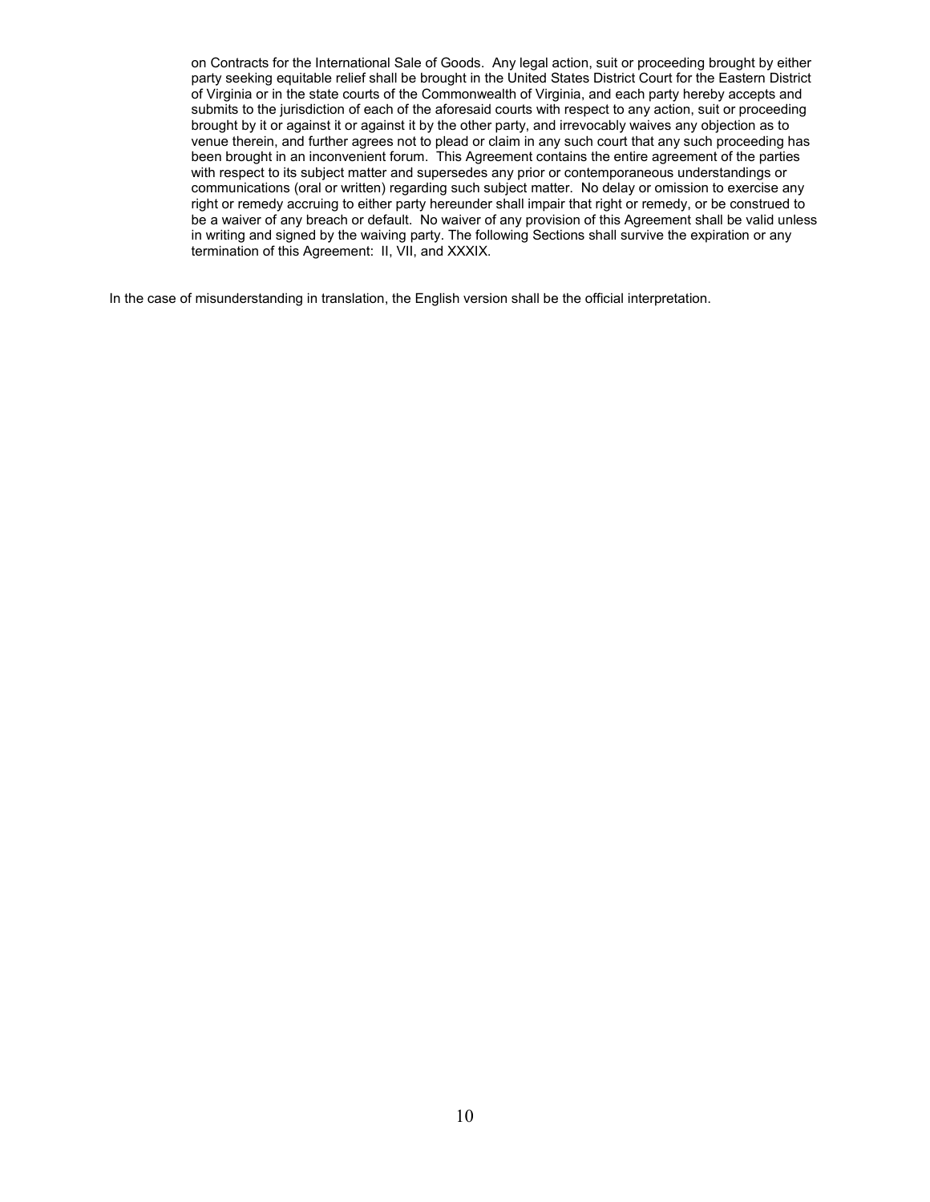on Contracts for the International Sale of Goods. Any legal action, suit or proceeding brought by either party seeking equitable relief shall be brought in the United States District Court for the Eastern District of Virginia or in the state courts of the Commonwealth of Virginia, and each party hereby accepts and submits to the jurisdiction of each of the aforesaid courts with respect to any action, suit or proceeding brought by it or against it or against it by the other party, and irrevocably waives any objection as to venue therein, and further agrees not to plead or claim in any such court that any such proceeding has been brought in an inconvenient forum. This Agreement contains the entire agreement of the parties with respect to its subject matter and supersedes any prior or contemporaneous understandings or communications (oral or written) regarding such subject matter. No delay or omission to exercise any right or remedy accruing to either party hereunder shall impair that right or remedy, or be construed to be a waiver of any breach or default. No waiver of any provision of this Agreement shall be valid unless in writing and signed by the waiving party. The following Sections shall survive the expiration or any termination of this Agreement: II, VII, and XXXIX.

In the case of misunderstanding in translation, the English version shall be the official interpretation.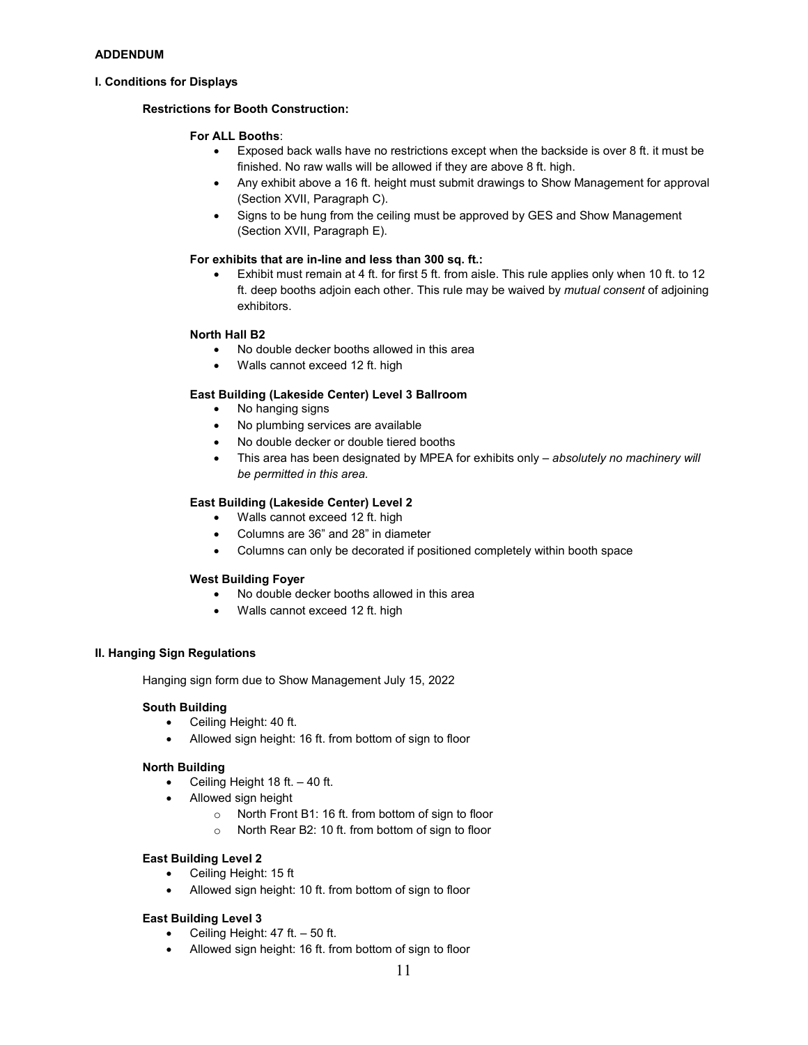**ADDENDUM**

## I. Conditions for Displays

### Restrictions for Booth Construction:

**For ALL Booths**:

- Exposed back walls have no restrictions except when the backside is over 8 ft. it must be finished. No raw walls will be allowed if they are above 8 ft. high.
- Any exhibit above a 16 ft. height must submit drawings to Show Management for approval (Section XVII, Paragraph C).
- Signs to be hung from the ceiling must be approved by GES and Show Management (Section XVII, Paragraph E).

**For exhibits that are in-line and less than 300 sq. ft.:**

- Exhibit must remain at 4 ft. for first 5 ft. from aisle. This rule applies only when 10 ft. to 12 ft. deep booths adjoin each other. This rule may be waived by *mutual consent* of adjoining exhibitors.

**North Hall B2**

- No double decker booths allowed in this area
- Walls cannot exceed 12 ft. high

**East Building (Lakeside Center) Level 3 Ballroom**

- No hanging signs
- No plumbing services are available
- No double decker or double tiered booths
- This area has been designated by MPEA for exhibits only – *absolutely no machinery will be permitted in this area.*

**East Building (Lakeside Center) Level 2**

- Walls cannot exceed 12 ft. high
- Columns are 36" and 28" in diameter
- Columns can only be decorated if positioned completely within booth space

**West Building Foyer**

- No double decker booths allowed in this area
- Walls cannot exceed 12 ft. high

## II. Hanging Sign Regulations

Hanging sign form due to Show Management July 15, 2022

**South Building**

- Ceiling Height: 40 ft.
- Allowed sign height: 16 ft. from bottom of sign to floor

**North Building**

- Ceiling Height 18 ft. – 40 ft.
- Allowed sign height
  - North Front B1: 16 ft. from bottom of sign to floor
  - North Rear B2: 10 ft. from bottom of sign to floor

**East Building Level 2**

- Ceiling Height: 15 ft
- Allowed sign height: 10 ft. from bottom of sign to floor

**East Building Level 3**

- Ceiling Height: 47 ft. – 50 ft.
- Allowed sign height: 16 ft. from bottom of sign to floor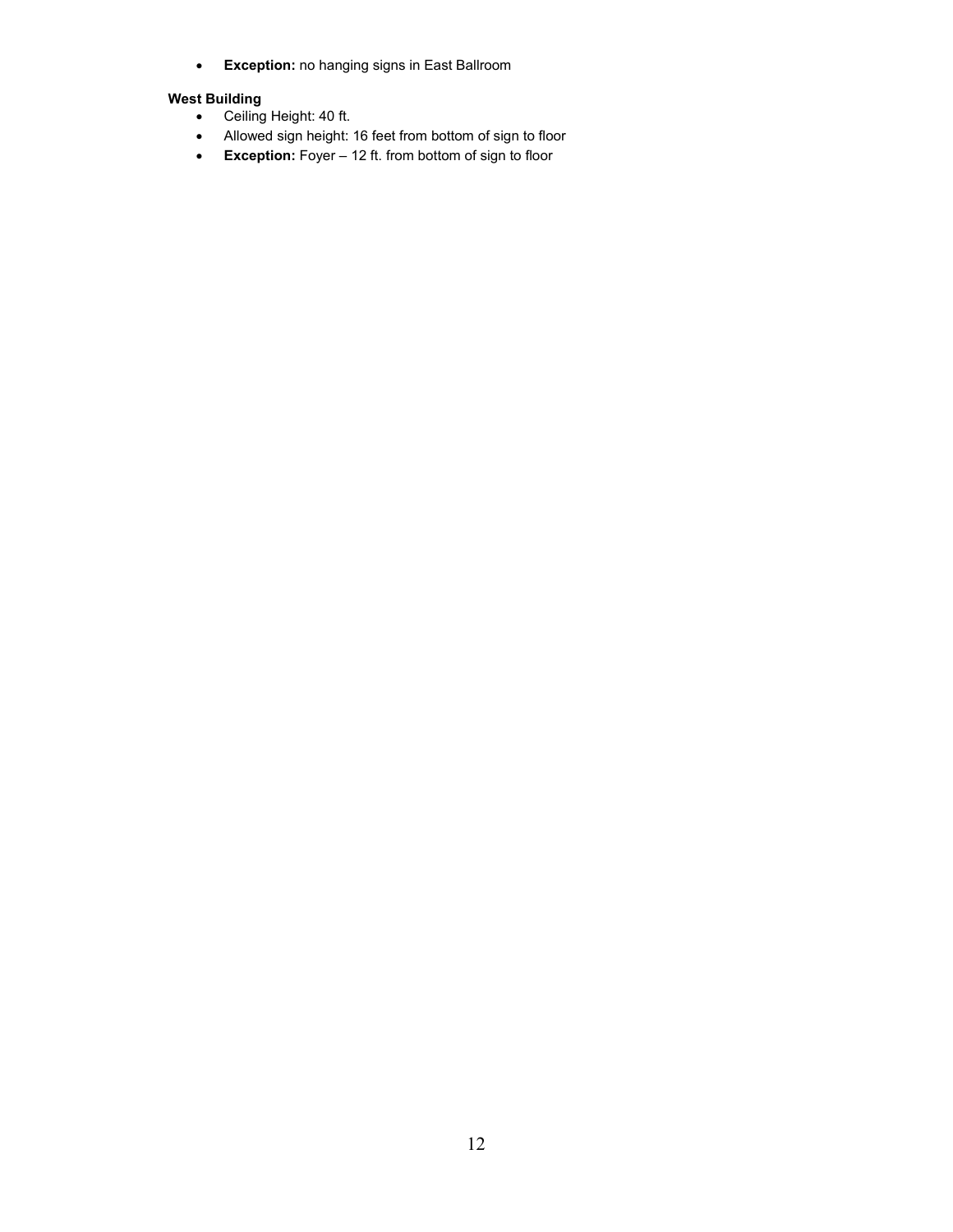- **Exception:** no hanging signs in East Ballroom

**West Building**

- Ceiling Height: 40 ft.
- Allowed sign height: 16 feet from bottom of sign to floor
- **Exception:** Foyer – 12 ft. from bottom of sign to floor